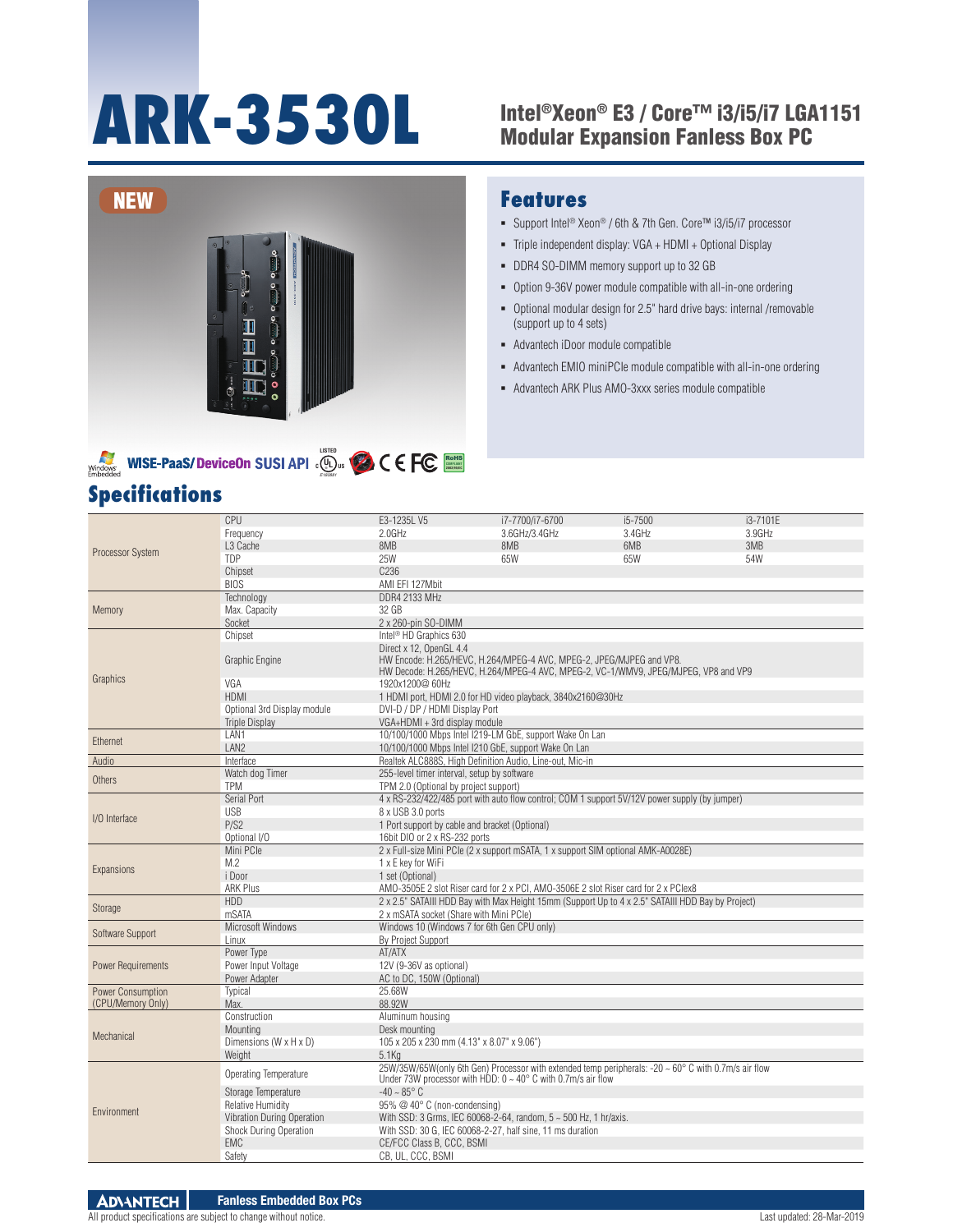# ARK-3530L

## Intel®Xeon® E3 / Core™ i3/i5/i7 LGA1151 Modular Expansion Fanless Box PC

NEW

## Features

- Support Intel® Xeon® / 6th & 7th Gen. Core™ i3/i5/i7 processor
- Triple independent display: VGA + HDMI + Optional Display
- DDR4 SO-DIMM memory support up to 32 GB
- Option 9-36V power module compatible with all-in-one ordering
- Optional modular design for 2.5" hard drive bays: internal /removable (support up to 4 sets)
- Advantech iDoor module compatible
- Advantech EMIO miniPCIe module compatible with all-in-one ordering
- Advantech ARK Plus AMO-3xxx series module compatible

WISE-PaaS/DeviceOn SUSI API

## Specifications

| | | | | | |
|---|---|---|---|---|---|
| Processor System | CPU | E3-1235L V5 | i7-7700/i7-6700 | i5-7500 | i3-7101E |
| | Frequency | 2.0GHz | 3.6GHz/3.4GHz | 3.4GHz | 3.9GHz |
| | L3 Cache | 8MB | 8MB | 6MB | 3MB |
| | TDP | 25W | 65W | 65W | 54W |
| | Chipset | C236 | | | |
| | BIOS | AMI EFI 127Mbit | | | |
| Memory | Technology | DDR4 2133 MHz | | | |
| | Max. Capacity | 32 GB | | | |
| | Socket | 2 x 260-pin SO-DIMM | | | |
| Graphics | Chipset | Intel® HD Graphics 630 | | | |
| | Graphic Engine | Direct x 12, OpenGL 4.4<br>HW Encode: H.265/HEVC, H.264/MPEG-4 AVC, MPEG-2, JPEG/MJPEG and VP8.<br>HW Decode: H.265/HEVC, H.264/MPEG-4 AVC, MPEG-2, VC-1/WMV9, JPEG/MJPEG, VP8 and VP9 | | | |
| | VGA | 1920x1200@ 60Hz | | | |
| | HDMI | 1 HDMI port, HDMI 2.0 for HD video playback, 3840x2160@30Hz | | | |
| | Optional 3rd Display module | DVI-D / DP / HDMI Display Port | | | |
| | Triple Display | VGA+HDMI + 3rd display module | | | |
| Ethernet | LAN1 | 10/100/1000 Mbps Intel I219-LM GbE, support Wake On Lan | | | |
| | LAN2 | 10/100/1000 Mbps Intel I210 GbE, support Wake On Lan | | | |
| Audio | Interface | Realtek ALC888S, High Definition Audio, Line-out, Mic-in | | | |
| Others | Watch dog Timer | 255-level timer interval, setup by software | | | |
| | TPM | TPM 2.0 (Optional by project support) | | | |
| I/O Interface | Serial Port | 4 x RS-232/422/485 port with auto flow control; COM 1 support 5V/12V power supply (by jumper) | | | |
| | USB | 8 x USB 3.0 ports | | | |
| | P/S2 | 1 Port support by cable and bracket (Optional) | | | |
| | Optional I/O | 16bit DIO or 2 x RS-232 ports | | | |
| Expansions | Mini PCIe | 2 x Full-size Mini PCIe (2 x support mSATA, 1 x support SIM optional AMK-A0028E) | | | |
| | M.2 | 1 x E key for WiFi | | | |
| | i Door | 1 set (Optional) | | | |
| | ARK Plus | AMO-3505E 2 slot Riser card for 2 x PCI, AMO-3506E 2 slot Riser card for 2 x PCIex8 | | | |
| Storage | HDD | 2 x 2.5" SATAIII HDD Bay with Max Height 15mm (Support Up to 4 x 2.5" SATAIII HDD Bay by Project) | | | |
| | mSATA | 2 x mSATA socket (Share with Mini PCIe) | | | |
| Software Support | Microsoft Windows | Windows 10 (Windows 7 for 6th Gen CPU only) | | | |
| | Linux | By Project Support | | | |
| Power Requirements | Power Type | AT/ATX | | | |
| | Power Input Voltage | 12V (9-36V as optional) | | | |
| | Power Adapter | AC to DC, 150W (Optional) | | | |
| Power Consumption (CPU/Memory Only) | Typical | 25.68W | | | |
| | Max. | 88.92W | | | |
| Mechanical | Construction | Aluminum housing | | | |
| | Mounting | Desk mounting | | | |
| | Dimensions (W x H x D) | 105 x 205 x 230 mm (4.13" x 8.07" x 9.06") | | | |
| | Weight | 5.1Kg | | | |
| Environment | Operating Temperature | 25W/35W/65W(only 6th Gen) Processor with extended temp peripherals: -20 ~ 60° C with 0.7m/s air flow<br>Under 73W processor with HDD: 0 ~ 40° C with 0.7m/s air flow | | | |
| | Storage Temperature | -40 ~ 85° C | | | |
| | Relative Humidity | 95% @ 40° C (non-condensing) | | | |
| | Vibration During Operation | With SSD: 3 Grms, IEC 60068-2-64, random, 5 ~ 500 Hz, 1 hr/axis. | | | |
| | Shock During Operation | With SSD: 30 G, IEC 60068-2-27, half sine, 11 ms duration | | | |
| | EMC | CE/FCC Class B, CCC, BSMI | | | |
| | Safety | CB, UL, CCC, BSMI | | | |

All product specifications are subject to change without notice.

Last updated: 28-Mar-2019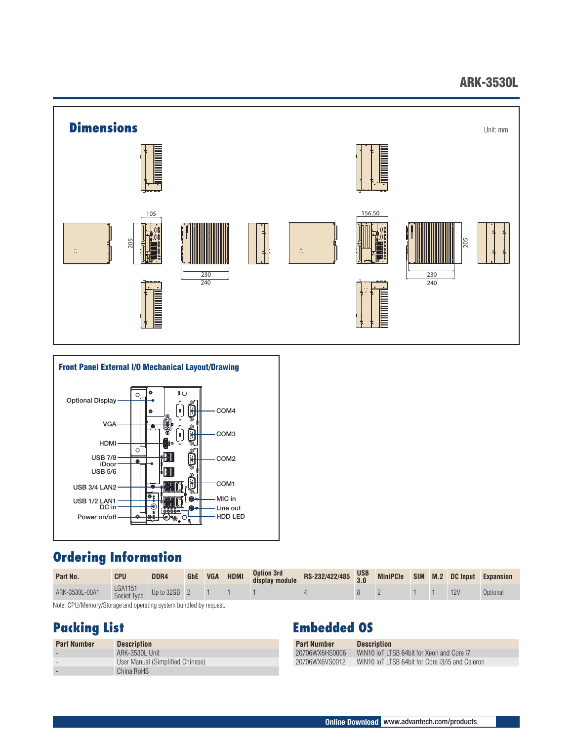ARK-3530L

## Dimensions

Unit: mm

105

205

230

240

156.50

205

230

240

### Front Panel External I/O Mechanical Layout/Drawing

Optional Display
VGA
HDMI
USB 7/8
iDoor
USB 5/6
USB 3/4 LAN2
USB 1/2 LAN1
DC in
Power on/off
COM4
COM3
COM2
COM1
MIC in
Line out
HDD LED

## Ordering Information

| Part No. | CPU | DDR4 | GbE | VGA | HDMI | Option 3rd display module | RS-232/422/485 | USB 3.0 | MiniPCIe | SIM | M.2 | DC Input | Expansion |
|---|---|---|---|---|---|---|---|---|---|---|---|---|---|
| ARK-3530L-00A1 | LGA1151 Socket Type | Up to 32GB | 2 | 1 | 1 | 1 | 4 | 8 | 2 | 1 | 1 | 12V | Optional |

Note: CPU/Memory/Storage and operating system bundled by request.

## Packing List

| Part Number | Description |
|---|---|
| - | ARK-3530L Unit |
| - | User Manual (Simplified Chinese) |
| - | China RoHS |

## Embedded OS

| Part Number | Description |
|---|---|
| 20706WX6HS0006 | WIN10 IoT LTSB 64bit for Xeon and Core i7 |
| 20706WX6VS0012 | WIN10 IoT LTSB 64bit for Core i3/i5 and Celeron |

Online Download www.advantech.com/products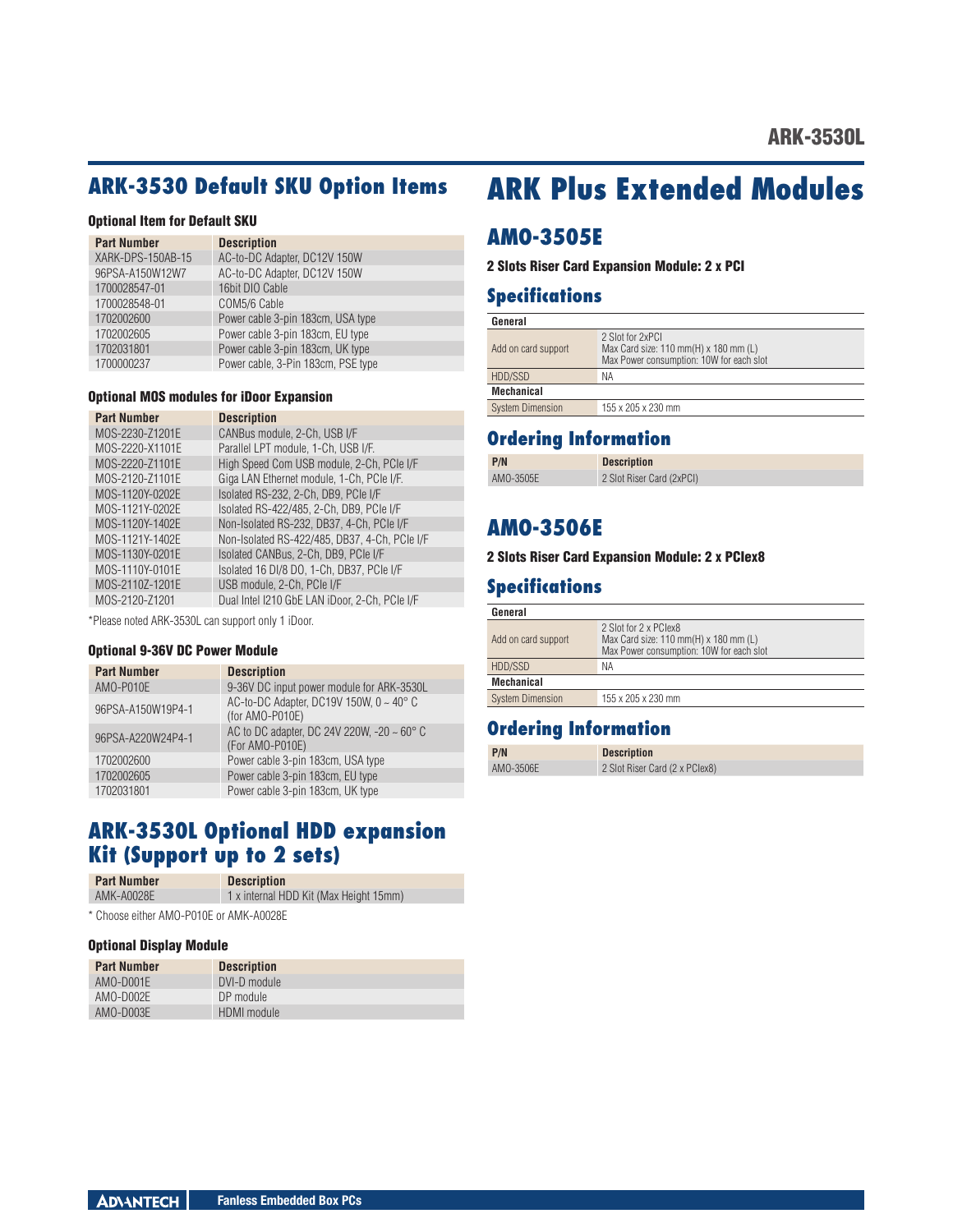## ARK-3530 Default SKU Option Items

### Optional Item for Default SKU

| Part Number | Description |
|---|---|
| XARK-DPS-150AB-15 | AC-to-DC Adapter, DC12V 150W |
| 96PSA-A150W12W7 | AC-to-DC Adapter, DC12V 150W |
| 1700028547-01 | 16bit DIO Cable |
| 1700028548-01 | COM5/6 Cable |
| 1702002600 | Power cable 3-pin 183cm, USA type |
| 1702002605 | Power cable 3-pin 183cm, EU type |
| 1702031801 | Power cable 3-pin 183cm, UK type |
| 1700000237 | Power cable, 3-Pin 183cm, PSE type |

### Optional MOS modules for iDoor Expansion

| Part Number | Description |
|---|---|
| MOS-2230-Z1201E | CANBus module, 2-Ch, USB I/F |
| MOS-2220-X1101E | Parallel LPT module, 1-Ch, USB I/F. |
| MOS-2220-Z1101E | High Speed Com USB module, 2-Ch, PCIe I/F |
| MOS-2120-Z1101E | Giga LAN Ethernet module, 1-Ch, PCIe I/F. |
| MOS-1120Y-0202E | Isolated RS-232, 2-Ch, DB9, PCIe I/F |
| MOS-1121Y-0202E | Isolated RS-422/485, 2-Ch, DB9, PCIe I/F |
| MOS-1120Y-1402E | Non-Isolated RS-232, DB37, 4-Ch, PCIe I/F |
| MOS-1121Y-1402E | Non-Isolated RS-422/485, DB37, 4-Ch, PCIe I/F |
| MOS-1130Y-0201E | Isolated CANBus, 2-Ch, DB9, PCIe I/F |
| MOS-1110Y-0101E | Isolated 16 DI/8 DO, 1-Ch, DB37, PCIe I/F |
| MOS-2110Z-1201E | USB module, 2-Ch, PCIe I/F |
| MOS-2120-Z1201 | Dual Intel I210 GbE LAN iDoor, 2-Ch, PCIe I/F |

*Please noted ARK-3530L can support only 1 iDoor.

### Optional 9-36V DC Power Module

| Part Number | Description |
|---|---|
| AMO-P010E | 9-36V DC input power module for ARK-3530L |
| 96PSA-A150W19P4-1 | AC-to-DC Adapter, DC19V 150W, 0 ~ 40° C (for AMO-P010E) |
| 96PSA-A220W24P4-1 | AC to DC adapter, DC 24V 220W, -20 ~ 60° C (For AMO-P010E) |
| 1702002600 | Power cable 3-pin 183cm, USA type |
| 1702002605 | Power cable 3-pin 183cm, EU type |
| 1702031801 | Power cable 3-pin 183cm, UK type |

## ARK-3530L Optional HDD expansion Kit (Support up to 2 sets)

| Part Number | Description |
|---|---|
| AMK-A0028E | 1 x internal HDD Kit (Max Height 15mm) |

* Choose either AMO-P010E or AMK-A0028E

### Optional Display Module

| Part Number | Description |
|---|---|
| AMO-D001E | DVI-D module |
| AMO-D002E | DP module |
| AMO-D003E | HDMI module |

# ARK Plus Extended Modules

## AMO-3505E

**2 Slots Riser Card Expansion Module: 2 x PCI**

### Specifications

| General | |
|---|---|
| Add on card support | 2 Slot for 2xPCI<br>Max Card size: 110 mm(H) x 180 mm (L)<br>Max Power consumption: 10W for each slot |
| HDD/SSD | NA |
| **Mechanical** | |
| System Dimension | 155 x 205 x 230 mm |

### Ordering Information

| P/N | Description |
|---|---|
| AMO-3505E | 2 Slot Riser Card (2xPCI) |

## AMO-3506E

**2 Slots Riser Card Expansion Module: 2 x PCIex8**

### Specifications

| General | |
|---|---|
| Add on card support | 2 Slot for 2 x PCIex8<br>Max Card size: 110 mm(H) x 180 mm (L)<br>Max Power consumption: 10W for each slot |
| HDD/SSD | NA |
| **Mechanical** | |
| System Dimension | 155 x 205 x 230 mm |

### Ordering Information

| P/N | Description |
|---|---|
| AMO-3506E | 2 Slot Riser Card (2 x PCIex8) |